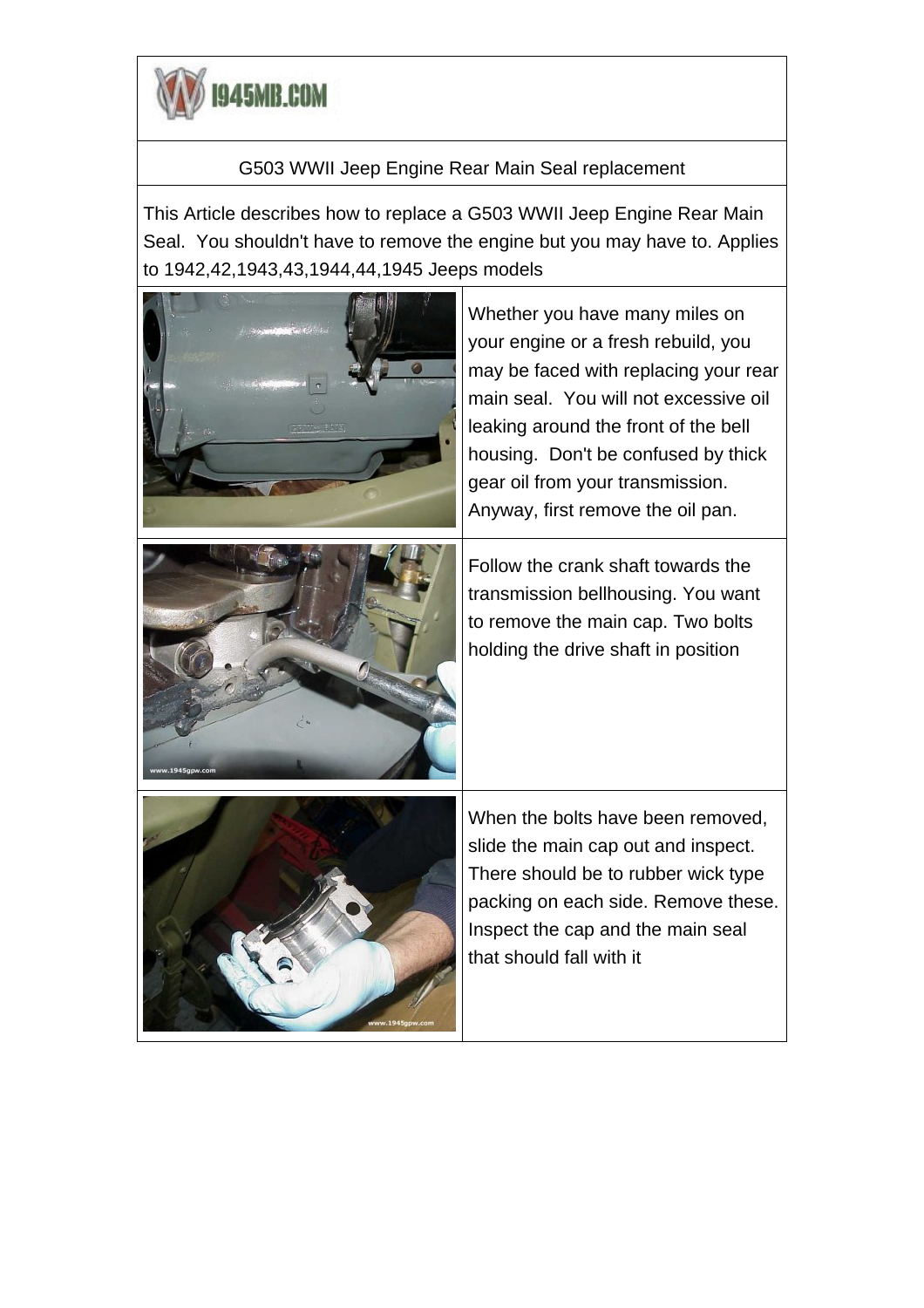1945MB.COM

## G503 WWII Jeep Engine Rear Main Seal replacement

This Article describes how to replace a G503 WWII Jeep Engine Rear Main Seal. You shouldn't have to remove the engine but you may have to. Applies to 1942,42,1943,43,1944,44,1945 Jeeps models

Whether you have many miles on your engine or a fresh rebuild, you may be faced with replacing your rear main seal. You will not excessive oil leaking around the front of the bell housing. Don't be confused by thick gear oil from your transmission. Anyway, first remove the oil pan.

Follow the crank shaft towards the transmission bellhousing. You want to remove the main cap. Two bolts holding the drive shaft in position

When the bolts have been removed, slide the main cap out and inspect. There should be to rubber wick type packing on each side. Remove these. Inspect the cap and the main seal that should fall with it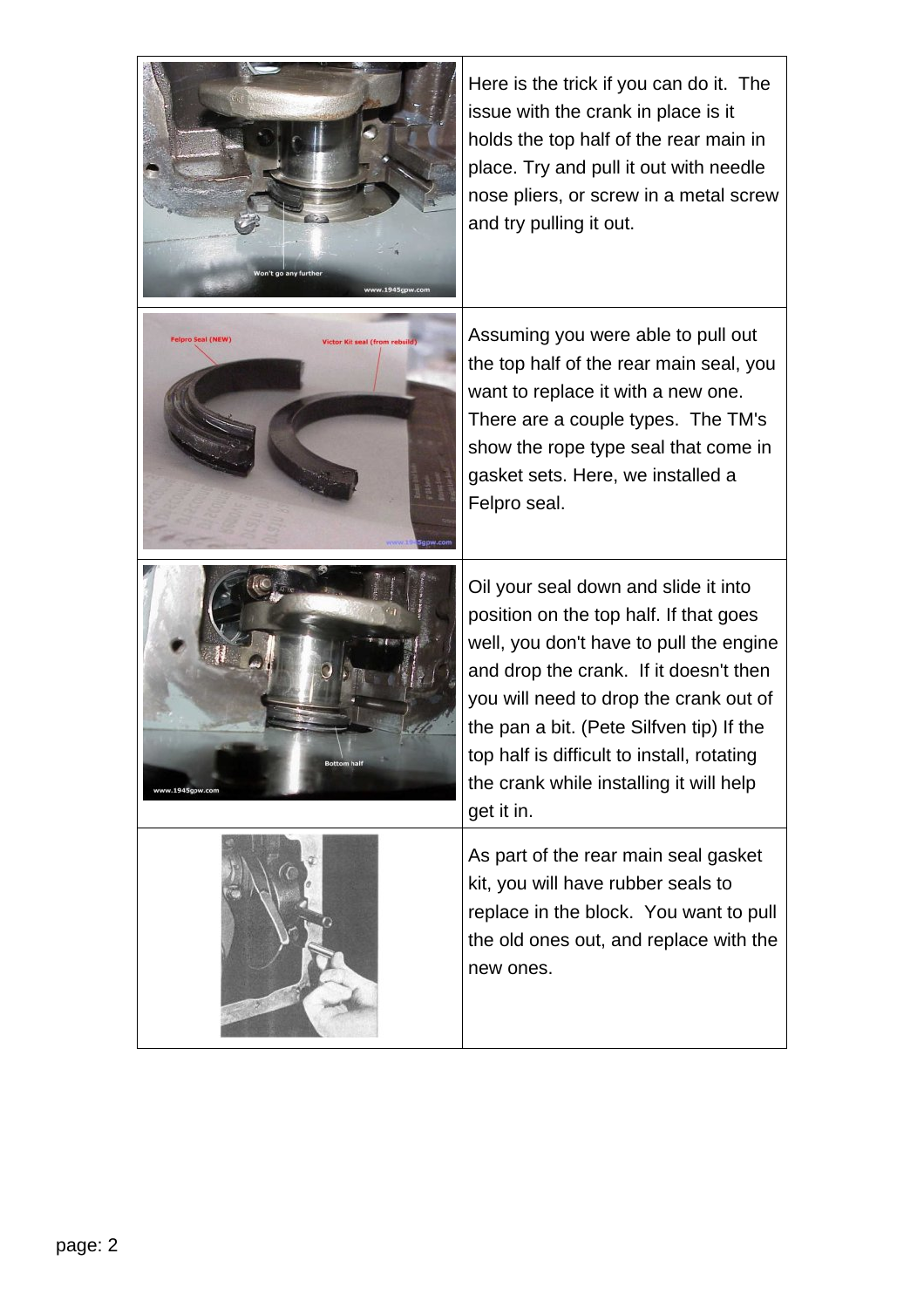Here is the trick if you can do it. The issue with the crank in place is it holds the top half of the rear main in place. Try and pull it out with needle nose pliers, or screw in a metal screw and try pulling it out.

Assuming you were able to pull out the top half of the rear main seal, you want to replace it with a new one. There are a couple types. The TM's show the rope type seal that come in gasket sets. Here, we installed a Felpro seal.

Oil your seal down and slide it into position on the top half. If that goes well, you don't have to pull the engine and drop the crank. If it doesn't then you will need to drop the crank out of the pan a bit. (Pete Silfven tip) If the top half is difficult to install, rotating the crank while installing it will help get it in.

As part of the rear main seal gasket kit, you will have rubber seals to replace in the block. You want to pull the old ones out, and replace with the new ones.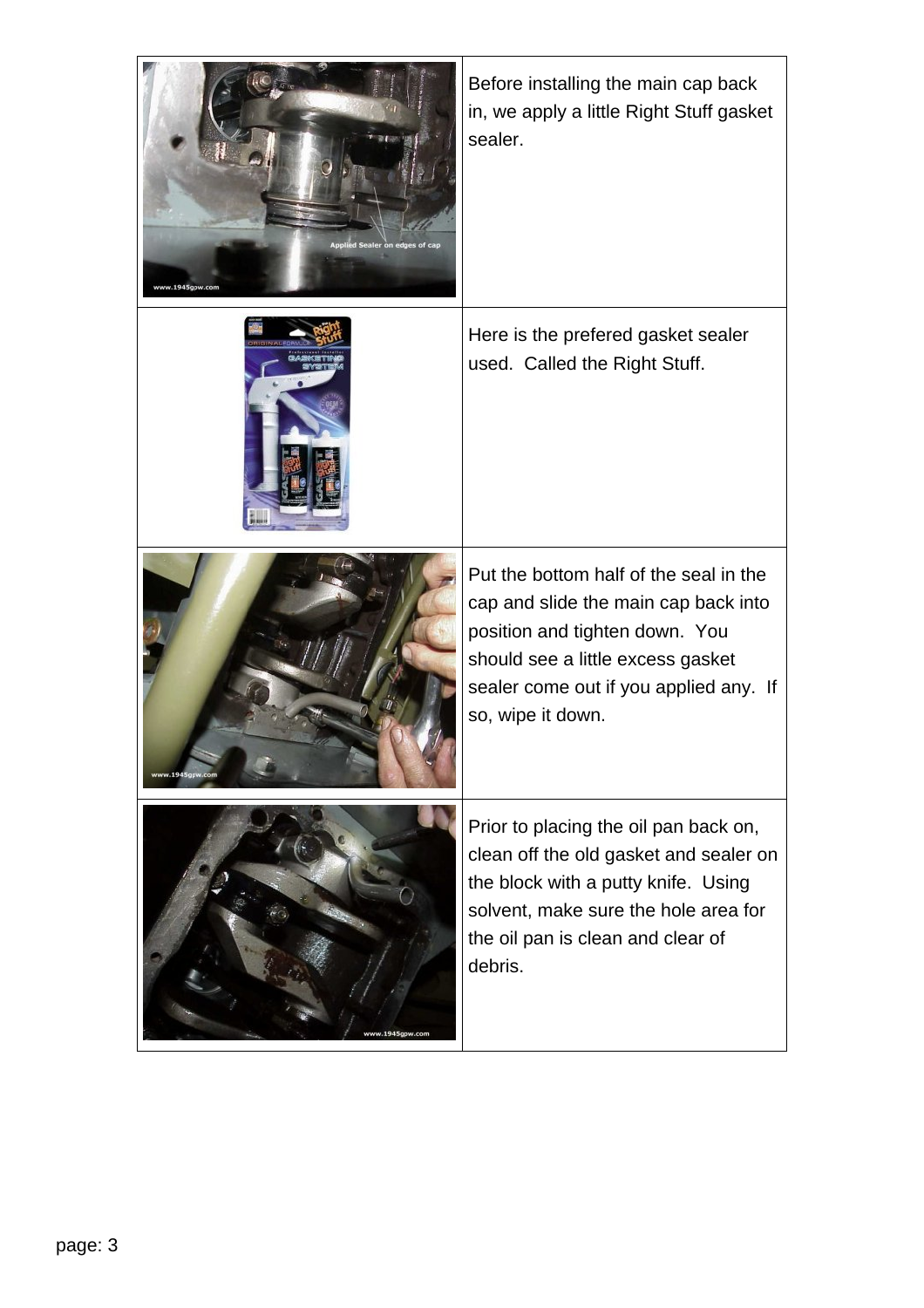| | |
|---|---|
| | Before installing the main cap back in, we apply a little Right Stuff gasket sealer. |
| | Here is the prefered gasket sealer used.  Called the Right Stuff. |
| | Put the bottom half of the seal in the cap and slide the main cap back into position and tighten down.  You should see a little excess gasket sealer come out if you applied any.  If so, wipe it down. |
| | Prior to placing the oil pan back on, clean off the old gasket and sealer on the block with a putty knife.  Using solvent, make sure the hole area for the oil pan is clean and clear of debris. |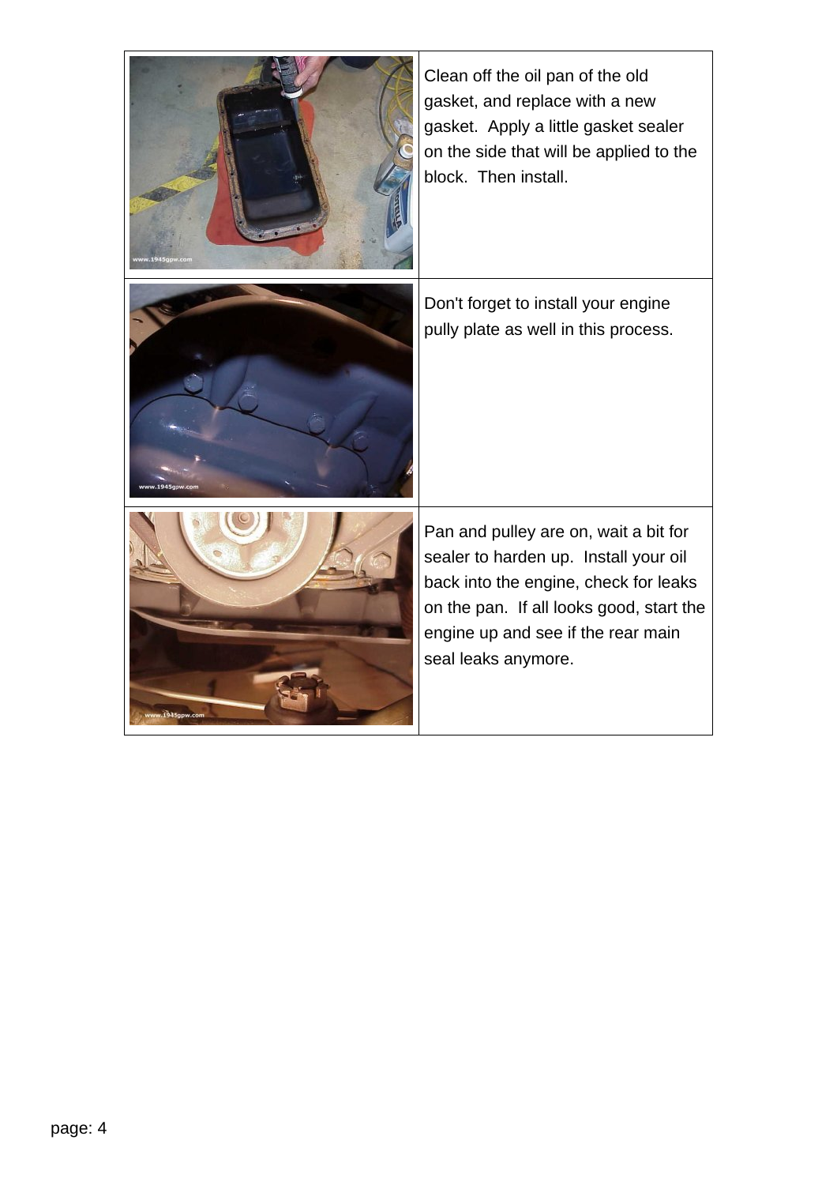| | |
|---|---|
| | Clean off the oil pan of the old gasket, and replace with a new gasket. Apply a little gasket sealer on the side that will be applied to the block. Then install. |
| | Don't forget to install your engine pully plate as well in this process. |
| | Pan and pulley are on, wait a bit for sealer to harden up. Install your oil back into the engine, check for leaks on the pan. If all looks good, start the engine up and see if the rear main seal leaks anymore. |